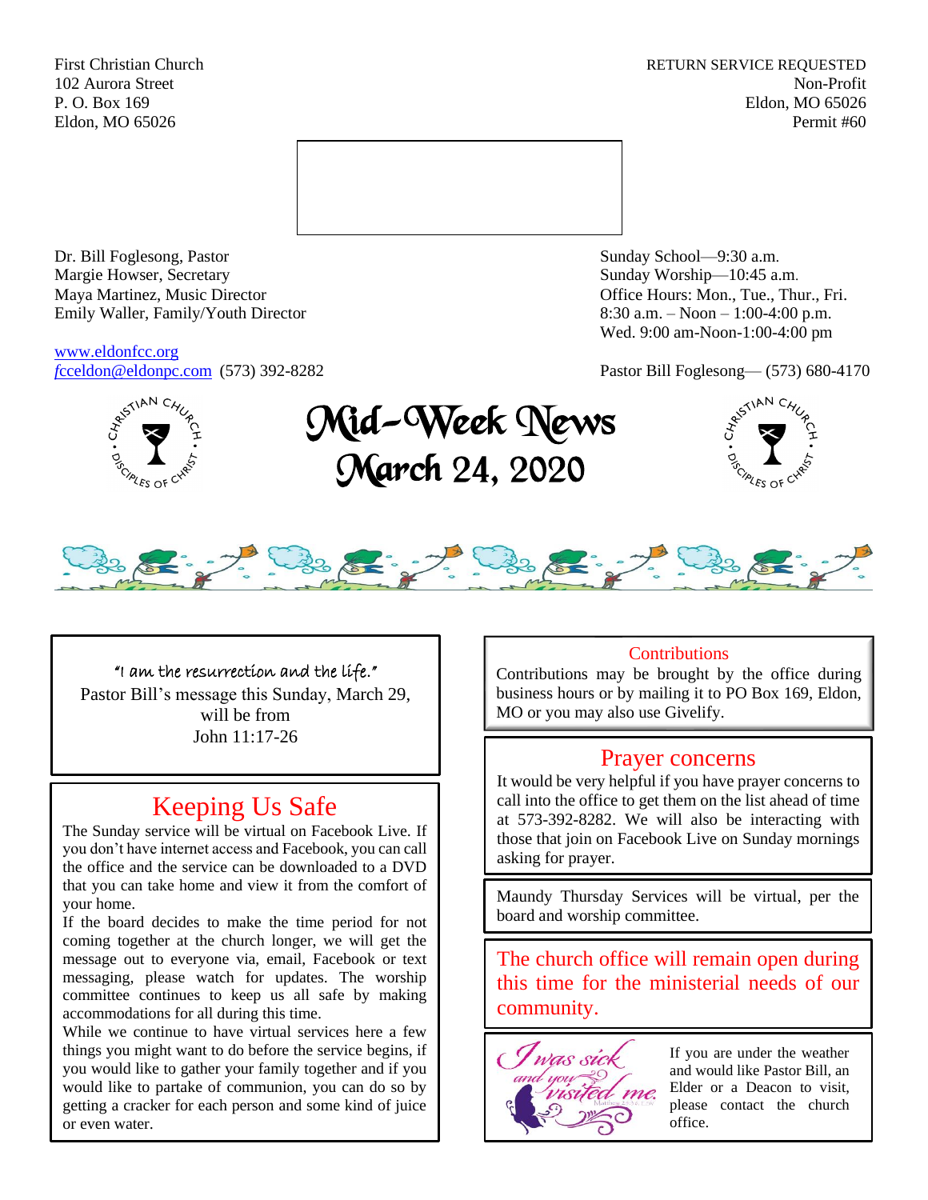First Christian Church
102 Aurora Street
P. O. Box 169
Eldon, MO 65026

RETURN SERVICE REQUESTED
Non-Profit
Eldon, MO 65026
Permit #60

Dr. Bill Foglesong, Pastor
Margie Howser, Secretary
Maya Martinez, Music Director
Emily Waller, Family/Youth Director

www.eldonfcc.org
fcceldon@eldonpc.com (573) 392-8282

Sunday School—9:30 a.m.
Sunday Worship—10:45 a.m.
Office Hours: Mon., Tue., Thur., Fri.
8:30 a.m. – Noon – 1:00-4:00 p.m.
Wed. 9:00 am-Noon-1:00-4:00 pm

Pastor Bill Foglesong— (573) 680-4170

# Mid-Week News
# March 24, 2020

"I am the resurrection and the life."
Pastor Bill's message this Sunday, March 29, will be from
John 11:17-26

## Keeping Us Safe

The Sunday service will be virtual on Facebook Live. If you don't have internet access and Facebook, you can call the office and the service can be downloaded to a DVD that you can take home and view it from the comfort of your home.

If the board decides to make the time period for not coming together at the church longer, we will get the message out to everyone via, email, Facebook or text messaging, please watch for updates. The worship committee continues to keep us all safe by making accommodations for all during this time.

While we continue to have virtual services here a few things you might want to do before the service begins, if you would like to gather your family together and if you would like to partake of communion, you can do so by getting a cracker for each person and some kind of juice or even water.

## Contributions

Contributions may be brought by the office during business hours or by mailing it to PO Box 169, Eldon, MO or you may also use Givelify.

## Prayer concerns

It would be very helpful if you have prayer concerns to call into the office to get them on the list ahead of time at 573-392-8282. We will also be interacting with those that join on Facebook Live on Sunday mornings asking for prayer.

Maundy Thursday Services will be virtual, per the board and worship committee.

The church office will remain open during this time for the ministerial needs of our community.

I was sick and you visited me. Matthew 25:36

If you are under the weather and would like Pastor Bill, an Elder or a Deacon to visit, please contact the church office.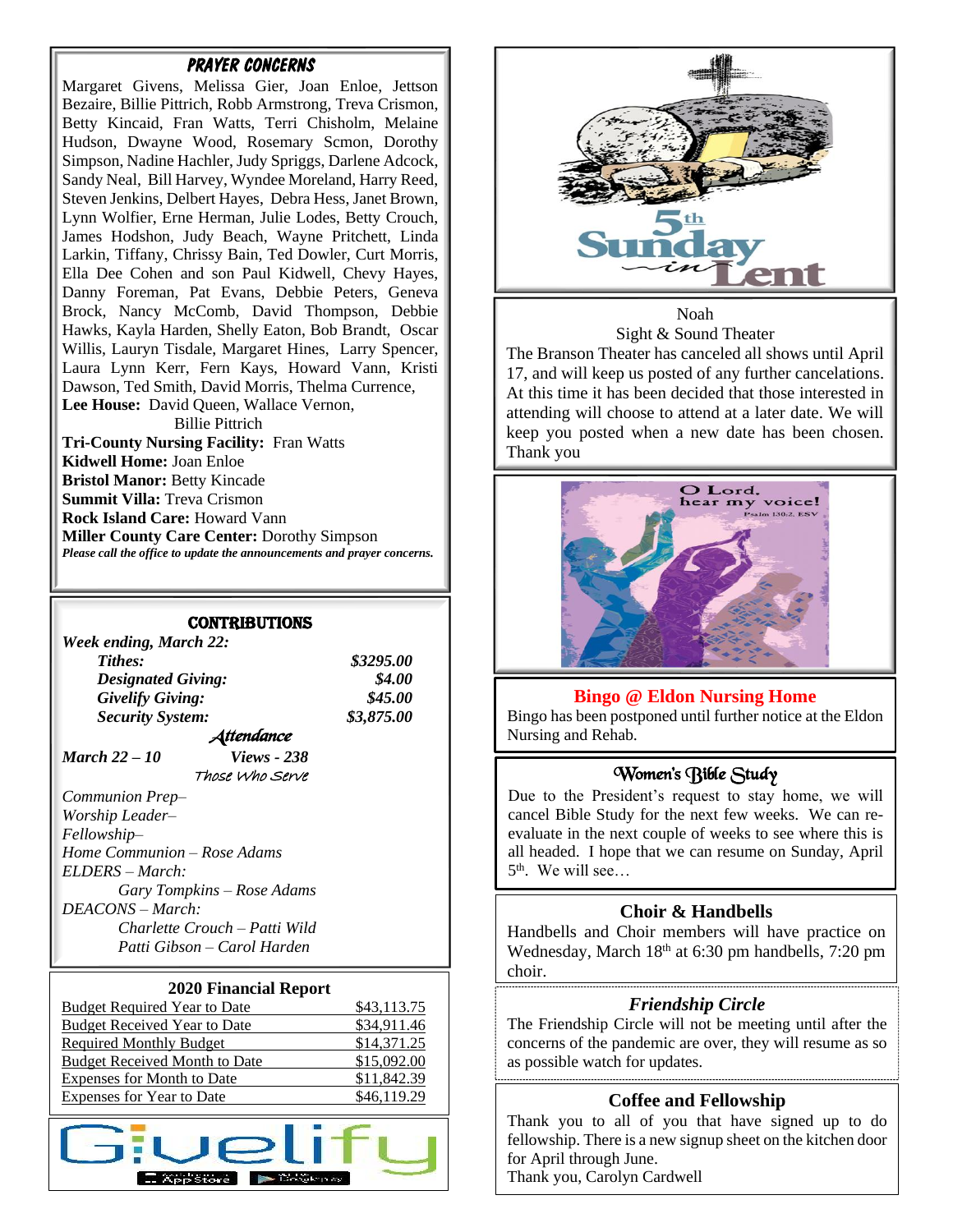## PRAYER CONCERNS

Margaret Givens, Melissa Gier, Joan Enloe, Jettson Bezaire, Billie Pittrich, Robb Armstrong, Treva Crismon, Betty Kincaid, Fran Watts, Terri Chisholm, Melaine Hudson, Dwayne Wood, Rosemary Scmon, Dorothy Simpson, Nadine Hachler, Judy Spriggs, Darlene Adcock, Sandy Neal, Bill Harvey, Wyndee Moreland, Harry Reed, Steven Jenkins, Delbert Hayes, Debra Hess, Janet Brown, Lynn Wolfier, Erne Herman, Julie Lodes, Betty Crouch, James Hodshon, Judy Beach, Wayne Pritchett, Linda Larkin, Tiffany, Chrissy Bain, Ted Dowler, Curt Morris, Ella Dee Cohen and son Paul Kidwell, Chevy Hayes, Danny Foreman, Pat Evans, Debbie Peters, Geneva Brock, Nancy McComb, David Thompson, Debbie Hawks, Kayla Harden, Shelly Eaton, Bob Brandt, Oscar Willis, Lauryn Tisdale, Margaret Hines, Larry Spencer, Laura Lynn Kerr, Fern Kays, Howard Vann, Kristi Dawson, Ted Smith, David Morris, Thelma Currence,

**Lee House:** David Queen, Wallace Vernon, Billie Pittrich
**Tri-County Nursing Facility:** Fran Watts
**Kidwell Home:** Joan Enloe
**Bristol Manor:** Betty Kincade
**Summit Villa:** Treva Crismon
**Rock Island Care:** Howard Vann
**Miller County Care Center:** Dorothy Simpson

***Please call the office to update the announcements and prayer concerns.***

## CONTRIBUTIONS

***Week ending, March 22:***

| | |
|---|---|
| ***Tithes:*** | ***$3295.00*** |
| ***Designated Giving:*** | ***$4.00*** |
| ***Givelify Giving:*** | ***$45.00*** |
| ***Security System:*** | ***$3,875.00*** |

### *Attendance*

*March 22 – 10* *Views - 238*

### *Those Who Serve*

*Communion Prep–*
*Worship Leader–*
*Fellowship–*
*Home Communion – Rose Adams*
*ELDERS – March:*
*Gary Tompkins – Rose Adams*
*DEACONS – March:*
*Charlette Crouch – Patti Wild*
*Patti Gibson – Carol Harden*

## 2020 Financial Report

| | |
|---|---|
| Budget Required Year to Date | $43,113.75 |
| Budget Received Year to Date | $34,911.46 |
| Required Monthly Budget | $14,371.25 |
| Budget Received Month to Date | $15,092.00 |
| Expenses for Month to Date | $11,842.39 |
| Expenses for Year to Date | $46,119.29 |

Givelify

5th Sunday in Lent

Noah
Sight & Sound Theater

The Branson Theater has canceled all shows until April 17, and will keep us posted of any further cancelations. At this time it has been decided that those interested in attending will choose to attend at a later date. We will keep you posted when a new date has been chosen. Thank you

O Lord, hear my voice!
Psalm 130:2, ESV

## Bingo @ Eldon Nursing Home

Bingo has been postponed until further notice at the Eldon Nursing and Rehab.

## Women's Bible Study

Due to the President's request to stay home, we will cancel Bible Study for the next few weeks. We can re-evaluate in the next couple of weeks to see where this is all headed. I hope that we can resume on Sunday, April 5th. We will see…

## Choir & Handbells

Handbells and Choir members will have practice on Wednesday, March 18th at 6:30 pm handbells, 7:20 pm choir.

## *Friendship Circle*

The Friendship Circle will not be meeting until after the concerns of the pandemic are over, they will resume as so as possible watch for updates.

## Coffee and Fellowship

Thank you to all of you that have signed up to do fellowship. There is a new signup sheet on the kitchen door for April through June.
Thank you, Carolyn Cardwell